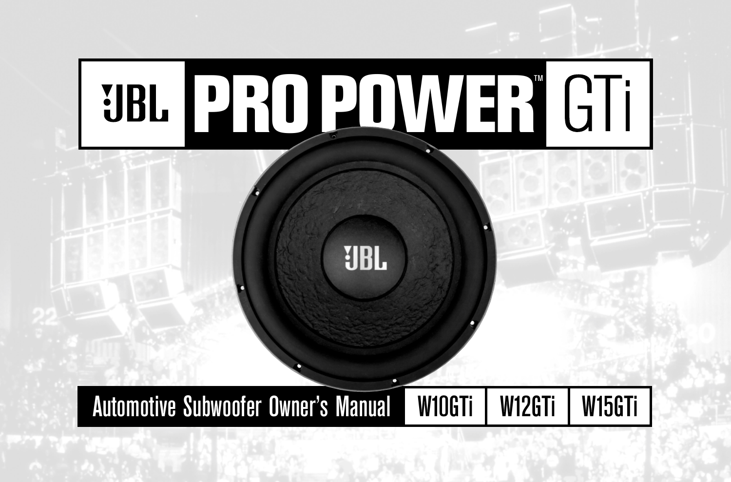# JBL PRO POWER™ GTi

JBL

Automotive Subwoofer Owner's Manual

W10GTi | W12GTi | W15GTi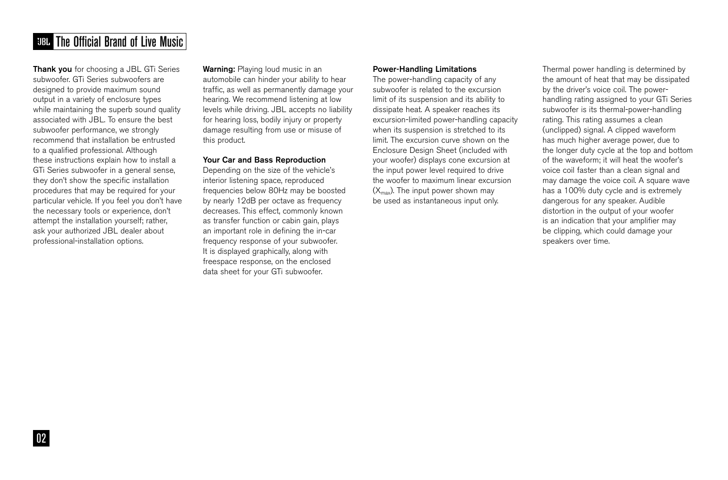**Thank you** for choosing a JBL GTi Series subwoofer. GTi Series subwoofers are designed to provide maximum sound output in a variety of enclosure types while maintaining the superb sound quality associated with JBL. To ensure the best subwoofer performance, we strongly recommend that installation be entrusted to a qualified professional. Although these instructions explain how to install a GTi Series subwoofer in a general sense, they don't show the specific installation procedures that may be required for your particular vehicle. If you feel you don't have the necessary tools or experience, don't attempt the installation yourself; rather, ask your authorized JBL dealer about professional-installation options.

**Warning:** Playing loud music in an automobile can hinder your ability to hear traffic, as well as permanently damage your hearing. We recommend listening at low levels while driving. JBL accepts no liability for hearing loss, bodily injury or property damage resulting from use or misuse of this product.

**Your Car and Bass Reproduction**

Depending on the size of the vehicle's interior listening space, reproduced frequencies below 80Hz may be boosted by nearly 12dB per octave as frequency decreases. This effect, commonly known as transfer function or cabin gain, plays an important role in defining the in-car frequency response of your subwoofer. It is displayed graphically, along with freespace response, on the enclosed data sheet for your GTi subwoofer.

**Power-Handling Limitations**

The power-handling capacity of any subwoofer is related to the excursion limit of its suspension and its ability to dissipate heat. A speaker reaches its excursion-limited power-handling capacity when its suspension is stretched to its limit. The excursion curve shown on the Enclosure Design Sheet (included with your woofer) displays cone excursion at the input power level required to drive the woofer to maximum linear excursion ($X_{max}$). The input power shown may be used as instantaneous input only.

Thermal power handling is determined by the amount of heat that may be dissipated by the driver's voice coil. The power-handling rating assigned to your GTi Series subwoofer is its thermal-power-handling rating. This rating assumes a clean (unclipped) signal. A clipped waveform has much higher average power, due to the longer duty cycle at the top and bottom of the waveform; it will heat the woofer's voice coil faster than a clean signal and may damage the voice coil. A square wave has a 100% duty cycle and is extremely dangerous for any speaker. Audible distortion in the output of your woofer is an indication that your amplifier may be clipping, which could damage your speakers over time.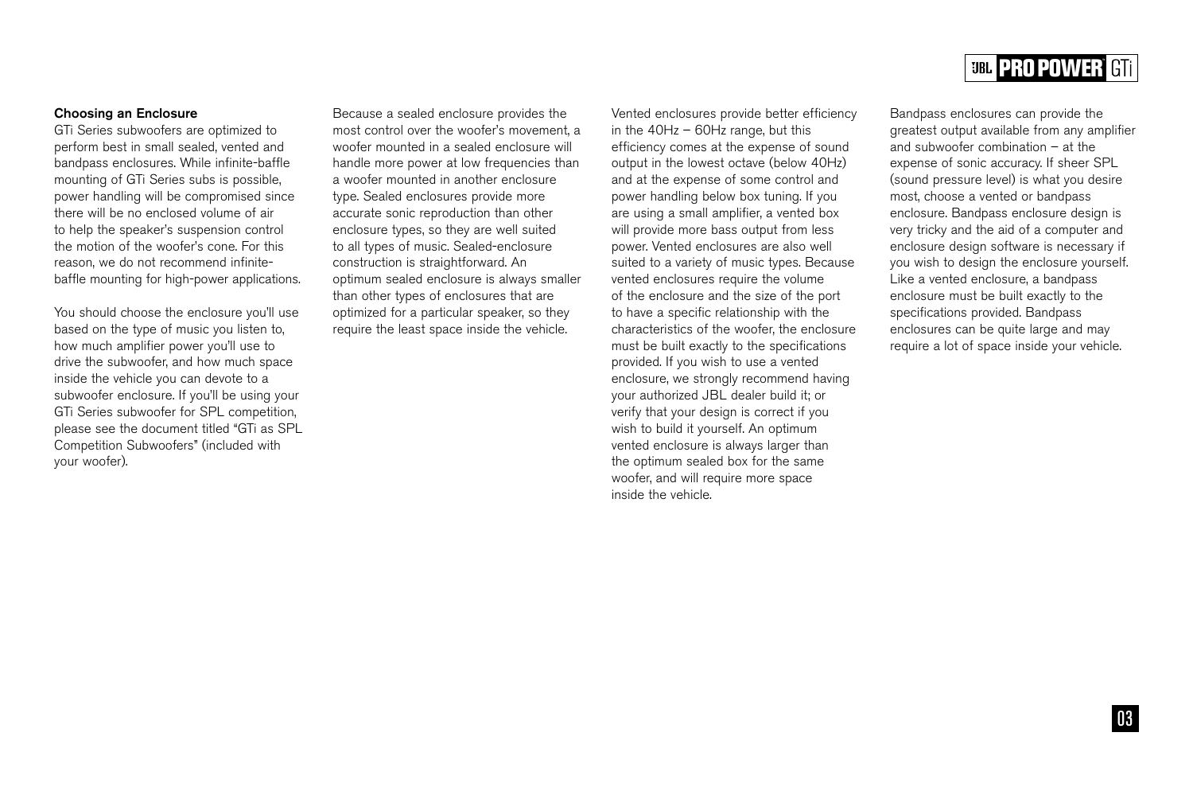## Choosing an Enclosure

GTi Series subwoofers are optimized to perform best in small sealed, vented and bandpass enclosures. While infinite-baffle mounting of GTi Series subs is possible, power handling will be compromised since there will be no enclosed volume of air to help the speaker's suspension control the motion of the woofer's cone. For this reason, we do not recommend infinite-baffle mounting for high-power applications.

You should choose the enclosure you'll use based on the type of music you listen to, how much amplifier power you'll use to drive the subwoofer, and how much space inside the vehicle you can devote to a subwoofer enclosure. If you'll be using your GTi Series subwoofer for SPL competition, please see the document titled "GTi as SPL Competition Subwoofers" (included with your woofer).

Because a sealed enclosure provides the most control over the woofer's movement, a woofer mounted in a sealed enclosure will handle more power at low frequencies than a woofer mounted in another enclosure type. Sealed enclosures provide more accurate sonic reproduction than other enclosure types, so they are well suited to all types of music. Sealed-enclosure construction is straightforward. An optimum sealed enclosure is always smaller than other types of enclosures that are optimized for a particular speaker, so they require the least space inside the vehicle.

Vented enclosures provide better efficiency in the 40Hz – 60Hz range, but this efficiency comes at the expense of sound output in the lowest octave (below 40Hz) and at the expense of some control and power handling below box tuning. If you are using a small amplifier, a vented box will provide more bass output from less power. Vented enclosures are also well suited to a variety of music types. Because vented enclosures require the volume of the enclosure and the size of the port to have a specific relationship with the characteristics of the woofer, the enclosure must be built exactly to the specifications provided. If you wish to use a vented enclosure, we strongly recommend having your authorized JBL dealer build it; or verify that your design is correct if you wish to build it yourself. An optimum vented enclosure is always larger than the optimum sealed box for the same woofer, and will require more space inside the vehicle.

Bandpass enclosures can provide the greatest output available from any amplifier and subwoofer combination – at the expense of sonic accuracy. If sheer SPL (sound pressure level) is what you desire most, choose a vented or bandpass enclosure. Bandpass enclosure design is very tricky and the aid of a computer and enclosure design software is necessary if you wish to design the enclosure yourself. Like a vented enclosure, a bandpass enclosure must be built exactly to the specifications provided. Bandpass enclosures can be quite large and may require a lot of space inside your vehicle.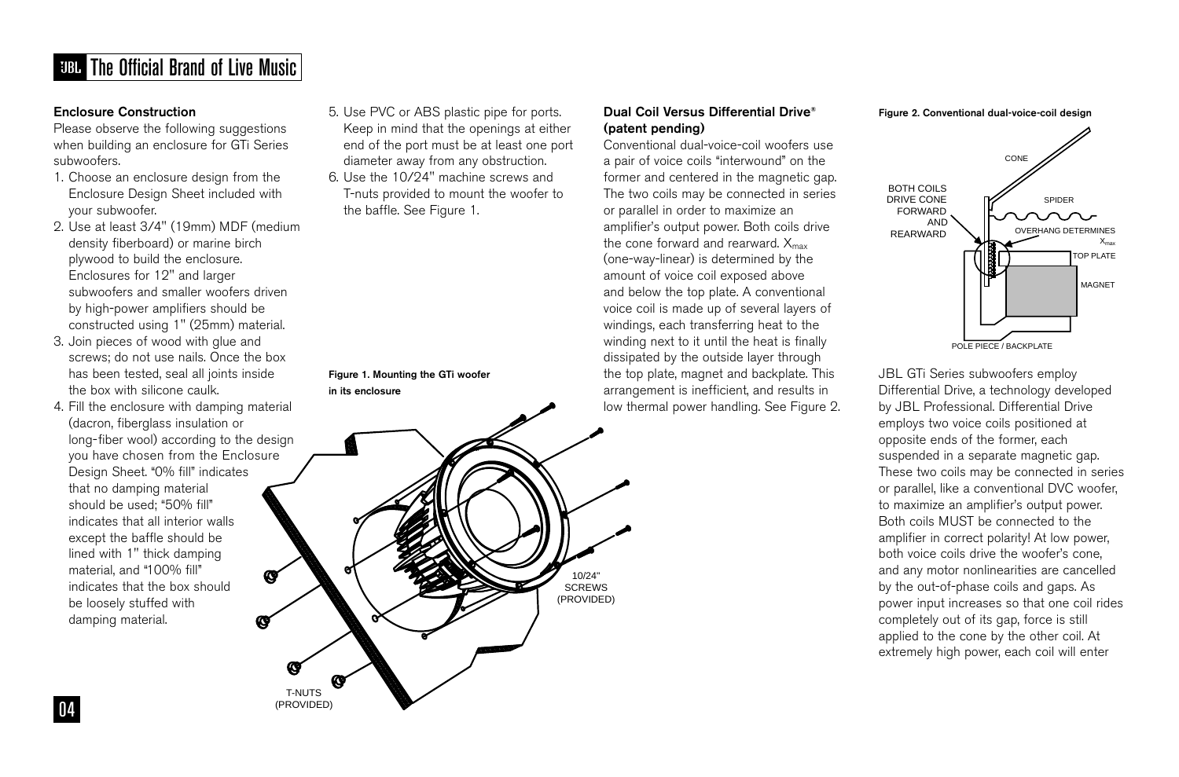### Enclosure Construction

Please observe the following suggestions when building an enclosure for GTi Series subwoofers.

1. Choose an enclosure design from the Enclosure Design Sheet included with your subwoofer.
2. Use at least 3/4" (19mm) MDF (medium density fiberboard) or marine birch plywood to build the enclosure. Enclosures for 12" and larger subwoofers and smaller woofers driven by high-power amplifiers should be constructed using 1" (25mm) material.
3. Join pieces of wood with glue and screws; do not use nails. Once the box has been tested, seal all joints inside the box with silicone caulk.
4. Fill the enclosure with damping material (dacron, fiberglass insulation or long-fiber wool) according to the design you have chosen from the Enclosure Design Sheet. "0% fill" indicates that no damping material should be used; "50% fill" indicates that all interior walls except the baffle should be lined with 1" thick damping material, and "100% fill" indicates that the box should be loosely stuffed with damping material.
5. Use PVC or ABS plastic pipe for ports. Keep in mind that the openings at either end of the port must be at least one port diameter away from any obstruction.
6. Use the 10/24" machine screws and T-nuts provided to mount the woofer to the baffle. See Figure 1.

**Figure 1. Mounting the GTi woofer in its enclosure**

10/24" SCREWS (PROVIDED)

T-NUTS (PROVIDED)

### Dual Coil Versus Differential Drive® (patent pending)

Conventional dual-voice-coil woofers use a pair of voice coils "interwound" on the former and centered in the magnetic gap. The two coils may be connected in series or parallel in order to maximize an amplifier's output power. Both coils drive the cone forward and rearward. $X_{max}$ (one-way-linear) is determined by the amount of voice coil exposed above and below the top plate. A conventional voice coil is made up of several layers of windings, each transferring heat to the winding next to it until the heat is finally dissipated by the outside layer through the top plate, magnet and backplate. This arrangement is inefficient, and results in low thermal power handling. See Figure 2.

**Figure 2. Conventional dual-voice-coil design**

CONE — SPIDER — BOTH COILS DRIVE CONE FORWARD AND REARWARD — OVERHANG DETERMINES $X_{max}$ — TOP PLATE — MAGNET — POLE PIECE / BACKPLATE

JBL GTi Series subwoofers employ Differential Drive, a technology developed by JBL Professional. Differential Drive employs two voice coils positioned at opposite ends of the former, each suspended in a separate magnetic gap. These two coils may be connected in series or parallel, like a conventional DVC woofer, to maximize an amplifier's output power. Both coils MUST be connected to the amplifier in correct polarity! At low power, both voice coils drive the woofer's cone, and any motor nonlinearities are cancelled by the out-of-phase coils and gaps. As power input increases so that one coil rides completely out of its gap, force is still applied to the cone by the other coil. At extremely high power, each coil will enter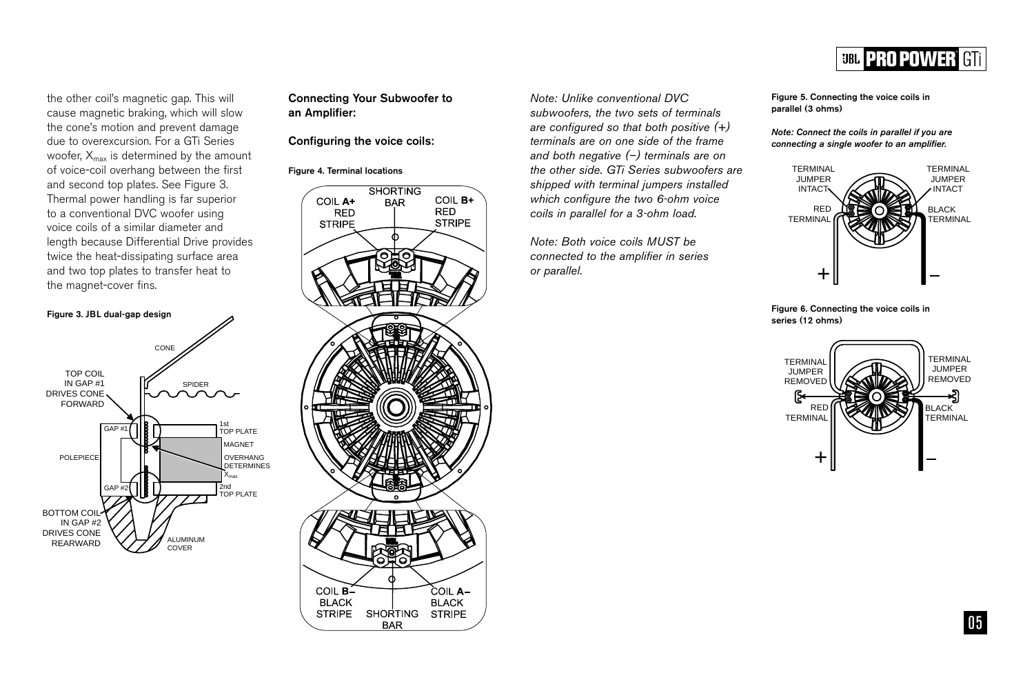the other coil's magnetic gap. This will cause magnetic braking, which will slow the cone's motion and prevent damage due to overexcursion. For a GTi Series woofer, $X_{max}$ is determined by the amount of voice-coil overhang between the first and second top plates. See Figure 3. Thermal power handling is far superior to a conventional DVC woofer using voice coils of a similar diameter and length because Differential Drive provides twice the heat-dissipating surface area and two top plates to transfer heat to the magnet-cover fins.

**Figure 3. JBL dual-gap design**

CONE

TOP COIL IN GAP #1 DRIVES CONE FORWARD

SPIDER

GAP #1

1st TOP PLATE

MAGNET

POLEPIECE

OVERHANG DETERMINES $X_{max}$

GAP #2

2nd TOP PLATE

BOTTOM COIL IN GAP #2 DRIVES CONE REARWARD

ALUMINUM COVER

## Connecting Your Subwoofer to an Amplifier:

### Configuring the voice coils:

**Figure 4. Terminal locations**

COIL **A+** RED STRIPE

SHORTING BAR

COIL **B+** RED STRIPE

COIL **B–** BLACK STRIPE

SHORTING BAR

COIL **A–** BLACK STRIPE

*Note: Unlike conventional DVC subwoofers, the two sets of terminals are configured so that both positive (+) terminals are on one side of the frame and both negative (–) terminals are on the other side. GTi Series subwoofers are shipped with terminal jumpers installed which configure the two 6-ohm voice coils in parallel for a 3-ohm load.*

*Note: Both voice coils MUST be connected to the amplifier in series or parallel.*

**Figure 5. Connecting the voice coils in parallel (3 ohms)**

***Note: Connect the coils in parallel if you are connecting a single woofer to an amplifier.***

TERMINAL JUMPER INTACT

TERMINAL JUMPER INTACT

RED TERMINAL

BLACK TERMINAL

+

–

**Figure 6. Connecting the voice coils in series (12 ohms)**

TERMINAL JUMPER REMOVED

TERMINAL JUMPER REMOVED

RED TERMINAL

BLACK TERMINAL

+

–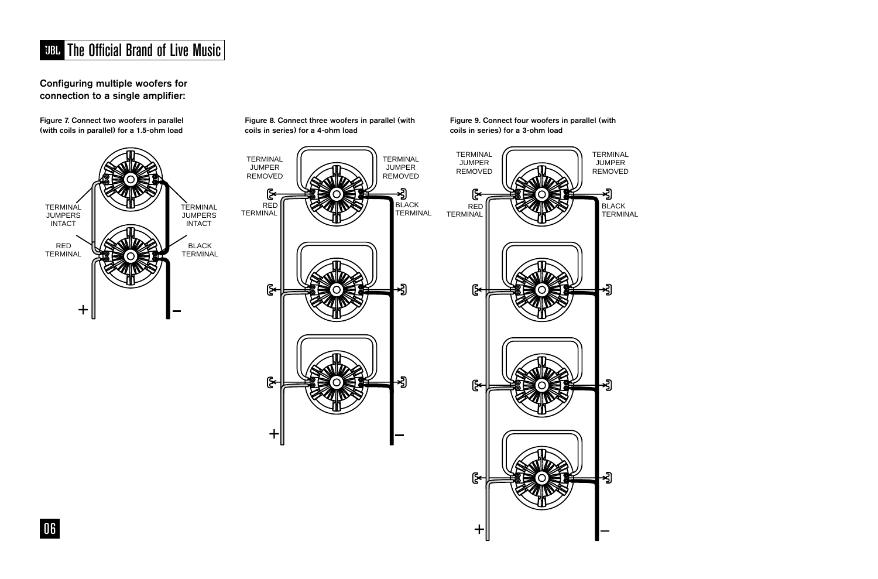## Configuring multiple woofers for connection to a single amplifier:

**Figure 7. Connect two woofers in parallel (with coils in parallel) for a 1.5-ohm load**

TERMINAL JUMPERS INTACT

TERMINAL JUMPERS INTACT

RED TERMINAL

BLACK TERMINAL

+

–

**Figure 8. Connect three woofers in parallel (with coils in series) for a 4-ohm load**

TERMINAL JUMPER REMOVED

TERMINAL JUMPER REMOVED

RED TERMINAL

BLACK TERMINAL

+

–

**Figure 9. Connect four woofers in parallel (with coils in series) for a 3-ohm load**

TERMINAL JUMPER REMOVED

TERMINAL JUMPER REMOVED

RED TERMINAL

BLACK TERMINAL

+

–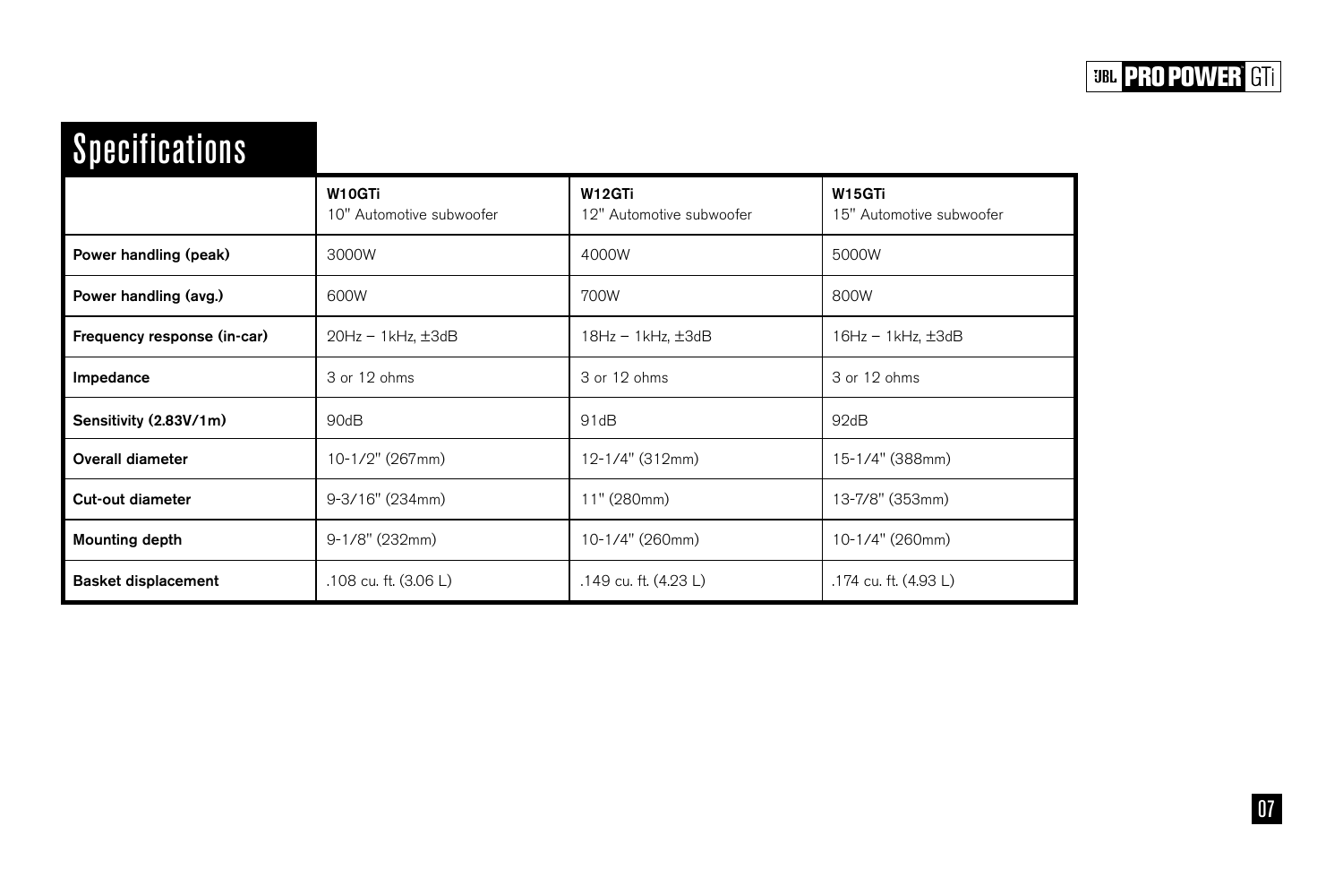# Specifications

| | W10GTi 10" Automotive subwoofer | W12GTi 12" Automotive subwoofer | W15GTi 15" Automotive subwoofer |
|---|---|---|---|
| **Power handling (peak)** | 3000W | 4000W | 5000W |
| **Power handling (avg.)** | 600W | 700W | 800W |
| **Frequency response (in-car)** | 20Hz – 1kHz, ±3dB | 18Hz – 1kHz, ±3dB | 16Hz – 1kHz, ±3dB |
| **Impedance** | 3 or 12 ohms | 3 or 12 ohms | 3 or 12 ohms |
| **Sensitivity (2.83V/1m)** | 90dB | 91dB | 92dB |
| **Overall diameter** | 10-1/2" (267mm) | 12-1/4" (312mm) | 15-1/4" (388mm) |
| **Cut-out diameter** | 9-3/16" (234mm) | 11" (280mm) | 13-7/8" (353mm) |
| **Mounting depth** | 9-1/8" (232mm) | 10-1/4" (260mm) | 10-1/4" (260mm) |
| **Basket displacement** | .108 cu. ft. (3.06 L) | .149 cu. ft. (4.23 L) | .174 cu. ft. (4.93 L) |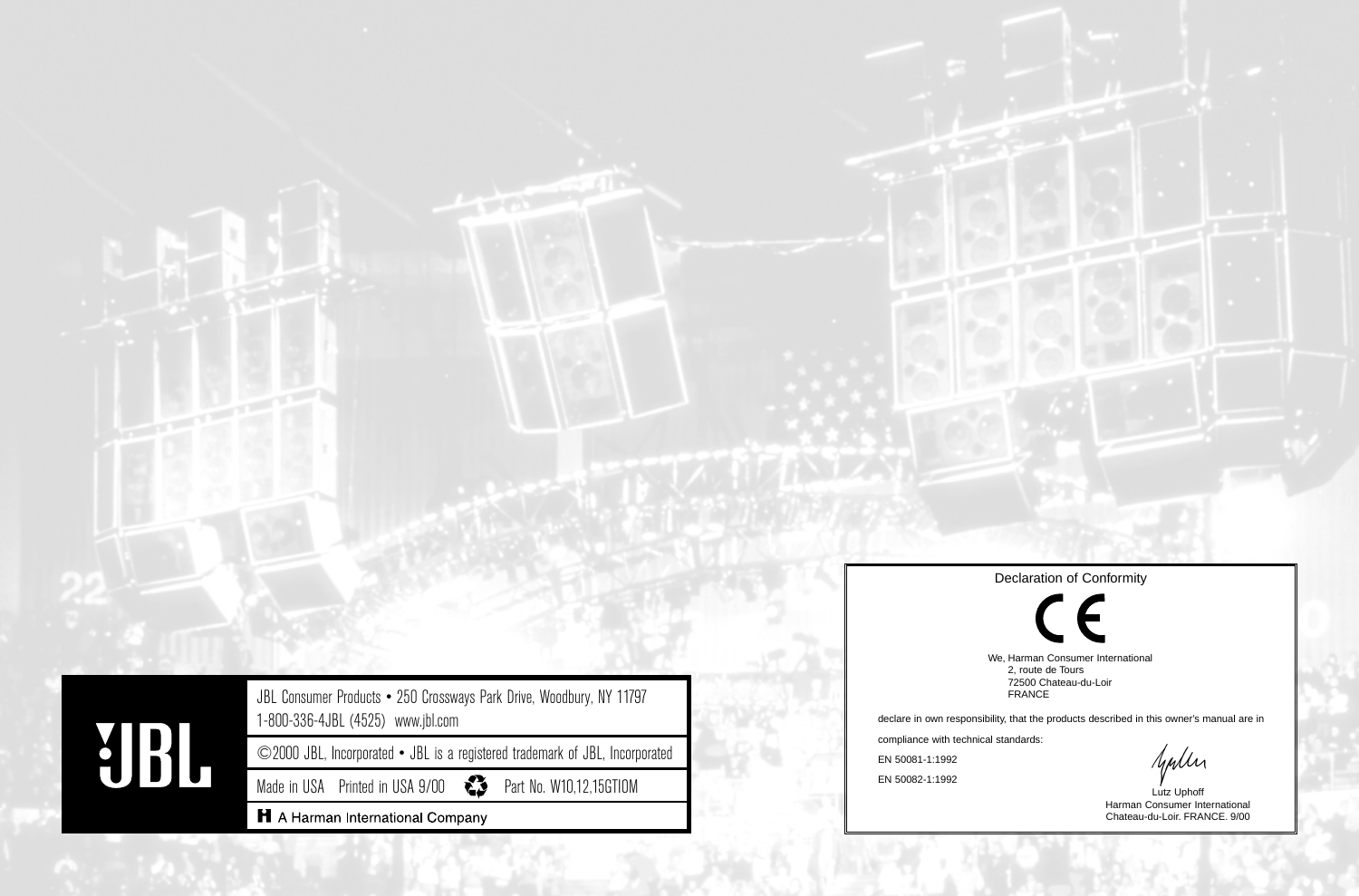JBL

JBL Consumer Products • 250 Crossways Park Drive, Woodbury, NY 11797
1-800-336-4JBL (4525) www.jbl.com

©2000 JBL, Incorporated • JBL is a registered trademark of JBL, Incorporated

Made in USA Printed in USA 9/00 Part No. W10,12,15GTIOM

A Harman International Company

## Declaration of Conformity

CE

We, Harman Consumer International
2, route de Tours
72500 Chateau-du-Loir
FRANCE

declare in own responsibility, that the products described in this owner's manual are in compliance with technical standards:

EN 50081-1:1992

EN 50082-1:1992

Lutz Uphoff
Harman Consumer International
Chateau-du-Loir. FRANCE. 9/00